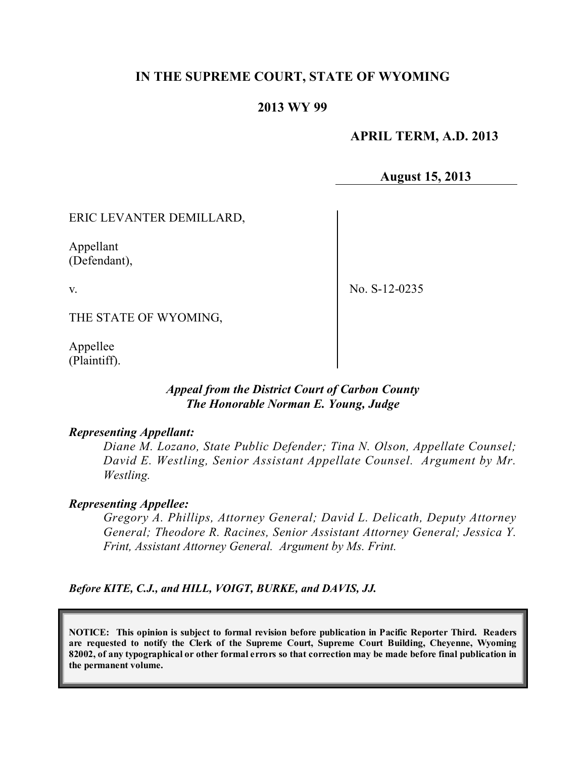**IN THE SUPREME COURT, STATE OF WYOMING**

**2013 WY 99**

**APRIL TERM, A.D. 2013**

**August 15, 2013**

| | |
|---|---|
| ERIC LEVANTER DEMILLARD,<br><br>Appellant<br>(Defendant),<br><br>v.<br><br>THE STATE OF WYOMING,<br><br>Appellee<br>(Plaintiff). | No. S-12-0235 |

***Appeal from the District Court of Carbon County***
***The Honorable Norman E. Young, Judge***

***Representing Appellant:***

*Diane M. Lozano, State Public Defender; Tina N. Olson, Appellate Counsel; David E. Westling, Senior Assistant Appellate Counsel. Argument by Mr. Westling.*

***Representing Appellee:***

*Gregory A. Phillips, Attorney General; David L. Delicath, Deputy Attorney General; Theodore R. Racines, Senior Assistant Attorney General; Jessica Y. Frint, Assistant Attorney General. Argument by Ms. Frint.*

***Before KITE, C.J., and HILL, VOIGT, BURKE, and DAVIS, JJ.***

**NOTICE: This opinion is subject to formal revision before publication in Pacific Reporter Third. Readers are requested to notify the Clerk of the Supreme Court, Supreme Court Building, Cheyenne, Wyoming 82002, of any typographical or other formal errors so that correction may be made before final publication in the permanent volume.**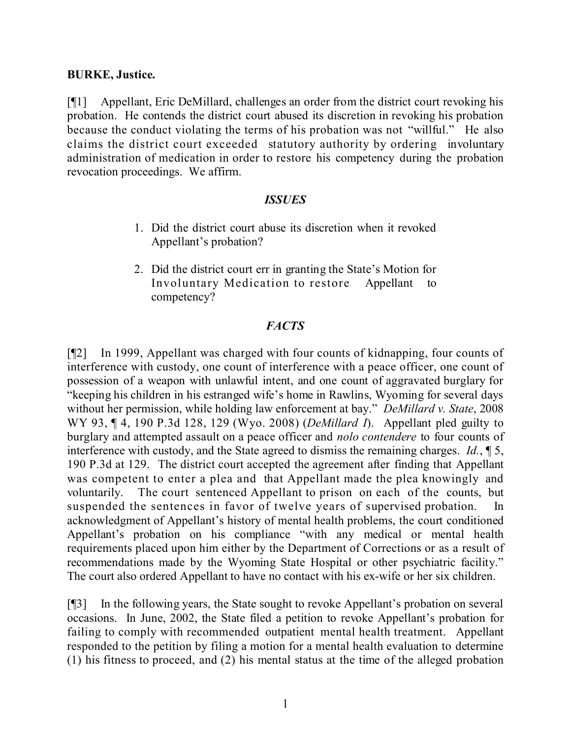**BURKE, Justice.**

[¶1] Appellant, Eric DeMillard, challenges an order from the district court revoking his probation. He contends the district court abused its discretion in revoking his probation because the conduct violating the terms of his probation was not "willful." He also claims the district court exceeded statutory authority by ordering involuntary administration of medication in order to restore his competency during the probation revocation proceedings. We affirm.

### *ISSUES*

1. Did the district court abuse its discretion when it revoked Appellant's probation?

2. Did the district court err in granting the State's Motion for Involuntary Medication to restore Appellant to competency?

### *FACTS*

[¶2] In 1999, Appellant was charged with four counts of kidnapping, four counts of interference with custody, one count of interference with a peace officer, one count of possession of a weapon with unlawful intent, and one count of aggravated burglary for "keeping his children in his estranged wife's home in Rawlins, Wyoming for several days without her permission, while holding law enforcement at bay." *DeMillard v. State*, 2008 WY 93, ¶ 4, 190 P.3d 128, 129 (Wyo. 2008) (*DeMillard I*). Appellant pled guilty to burglary and attempted assault on a peace officer and *nolo contendere* to four counts of interference with custody, and the State agreed to dismiss the remaining charges. *Id.*, ¶ 5, 190 P.3d at 129. The district court accepted the agreement after finding that Appellant was competent to enter a plea and that Appellant made the plea knowingly and voluntarily. The court sentenced Appellant to prison on each of the counts, but suspended the sentences in favor of twelve years of supervised probation. In acknowledgment of Appellant's history of mental health problems, the court conditioned Appellant's probation on his compliance "with any medical or mental health requirements placed upon him either by the Department of Corrections or as a result of recommendations made by the Wyoming State Hospital or other psychiatric facility." The court also ordered Appellant to have no contact with his ex-wife or her six children.

[¶3] In the following years, the State sought to revoke Appellant's probation on several occasions. In June, 2002, the State filed a petition to revoke Appellant's probation for failing to comply with recommended outpatient mental health treatment. Appellant responded to the petition by filing a motion for a mental health evaluation to determine (1) his fitness to proceed, and (2) his mental status at the time of the alleged probation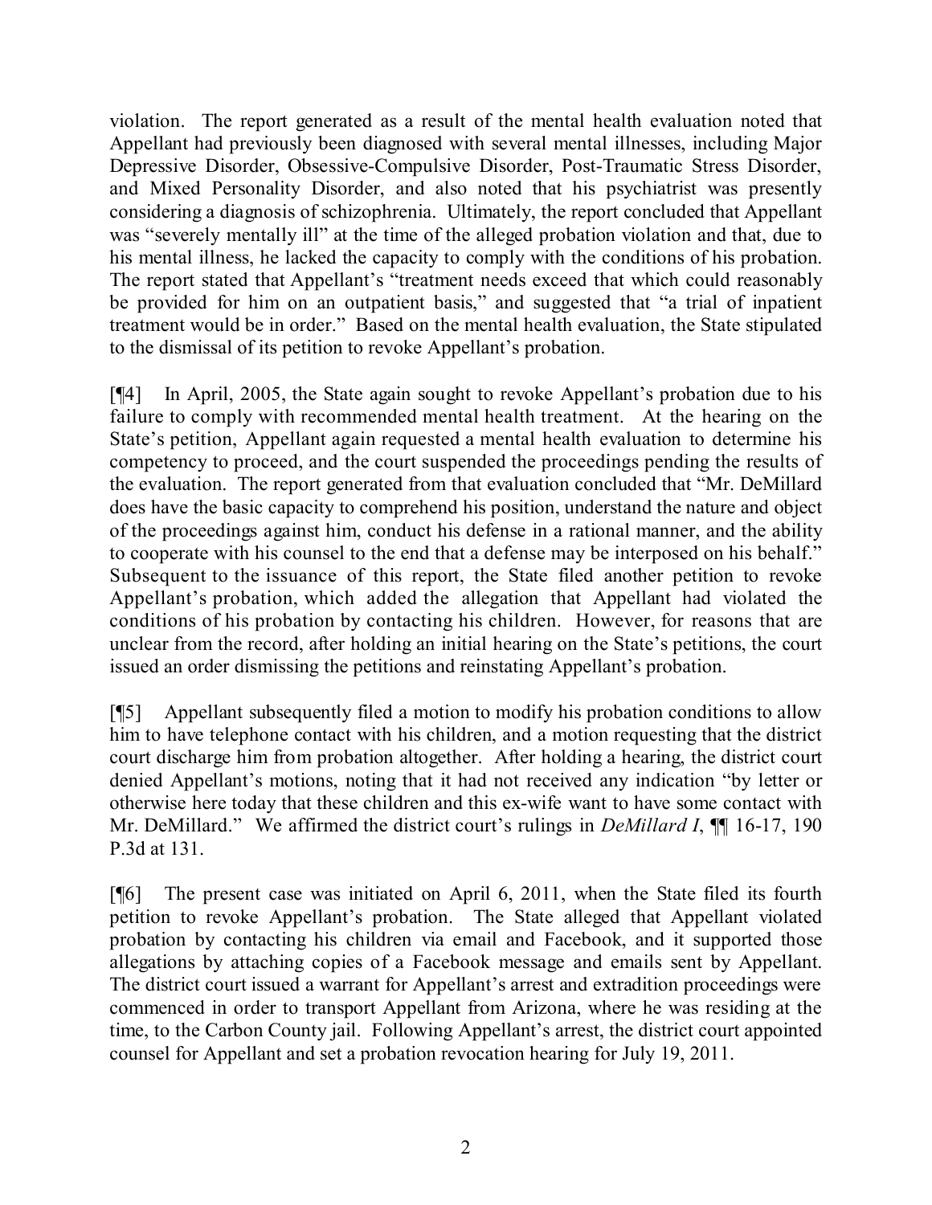violation. The report generated as a result of the mental health evaluation noted that Appellant had previously been diagnosed with several mental illnesses, including Major Depressive Disorder, Obsessive-Compulsive Disorder, Post-Traumatic Stress Disorder, and Mixed Personality Disorder, and also noted that his psychiatrist was presently considering a diagnosis of schizophrenia. Ultimately, the report concluded that Appellant was "severely mentally ill" at the time of the alleged probation violation and that, due to his mental illness, he lacked the capacity to comply with the conditions of his probation. The report stated that Appellant's "treatment needs exceed that which could reasonably be provided for him on an outpatient basis," and suggested that "a trial of inpatient treatment would be in order." Based on the mental health evaluation, the State stipulated to the dismissal of its petition to revoke Appellant's probation.

[¶4] In April, 2005, the State again sought to revoke Appellant's probation due to his failure to comply with recommended mental health treatment. At the hearing on the State's petition, Appellant again requested a mental health evaluation to determine his competency to proceed, and the court suspended the proceedings pending the results of the evaluation. The report generated from that evaluation concluded that "Mr. DeMillard does have the basic capacity to comprehend his position, understand the nature and object of the proceedings against him, conduct his defense in a rational manner, and the ability to cooperate with his counsel to the end that a defense may be interposed on his behalf." Subsequent to the issuance of this report, the State filed another petition to revoke Appellant's probation, which added the allegation that Appellant had violated the conditions of his probation by contacting his children. However, for reasons that are unclear from the record, after holding an initial hearing on the State's petitions, the court issued an order dismissing the petitions and reinstating Appellant's probation.

[¶5] Appellant subsequently filed a motion to modify his probation conditions to allow him to have telephone contact with his children, and a motion requesting that the district court discharge him from probation altogether. After holding a hearing, the district court denied Appellant's motions, noting that it had not received any indication "by letter or otherwise here today that these children and this ex-wife want to have some contact with Mr. DeMillard." We affirmed the district court's rulings in *DeMillard I*, ¶¶ 16-17, 190 P.3d at 131.

[¶6] The present case was initiated on April 6, 2011, when the State filed its fourth petition to revoke Appellant's probation. The State alleged that Appellant violated probation by contacting his children via email and Facebook, and it supported those allegations by attaching copies of a Facebook message and emails sent by Appellant. The district court issued a warrant for Appellant's arrest and extradition proceedings were commenced in order to transport Appellant from Arizona, where he was residing at the time, to the Carbon County jail. Following Appellant's arrest, the district court appointed counsel for Appellant and set a probation revocation hearing for July 19, 2011.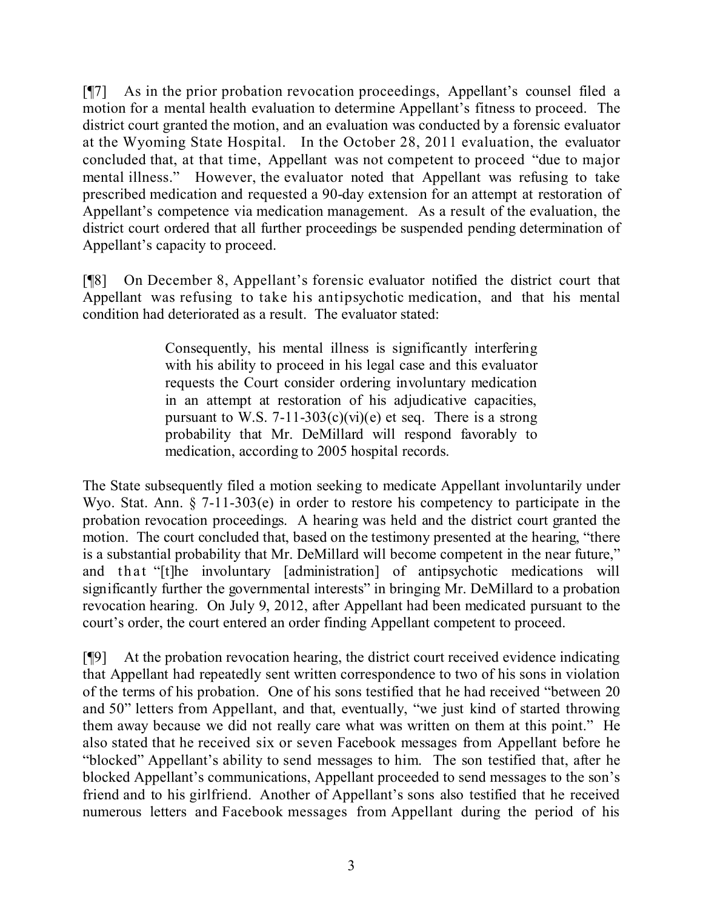[¶7] As in the prior probation revocation proceedings, Appellant's counsel filed a motion for a mental health evaluation to determine Appellant's fitness to proceed. The district court granted the motion, and an evaluation was conducted by a forensic evaluator at the Wyoming State Hospital. In the October 28, 2011 evaluation, the evaluator concluded that, at that time, Appellant was not competent to proceed "due to major mental illness." However, the evaluator noted that Appellant was refusing to take prescribed medication and requested a 90-day extension for an attempt at restoration of Appellant's competence via medication management. As a result of the evaluation, the district court ordered that all further proceedings be suspended pending determination of Appellant's capacity to proceed.

[¶8] On December 8, Appellant's forensic evaluator notified the district court that Appellant was refusing to take his antipsychotic medication, and that his mental condition had deteriorated as a result. The evaluator stated:

> Consequently, his mental illness is significantly interfering with his ability to proceed in his legal case and this evaluator requests the Court consider ordering involuntary medication in an attempt at restoration of his adjudicative capacities, pursuant to W.S. 7-11-303(c)(vi)(e) et seq. There is a strong probability that Mr. DeMillard will respond favorably to medication, according to 2005 hospital records.

The State subsequently filed a motion seeking to medicate Appellant involuntarily under Wyo. Stat. Ann. § 7-11-303(e) in order to restore his competency to participate in the probation revocation proceedings. A hearing was held and the district court granted the motion. The court concluded that, based on the testimony presented at the hearing, "there is a substantial probability that Mr. DeMillard will become competent in the near future," and that "[t]he involuntary [administration] of antipsychotic medications will significantly further the governmental interests" in bringing Mr. DeMillard to a probation revocation hearing. On July 9, 2012, after Appellant had been medicated pursuant to the court's order, the court entered an order finding Appellant competent to proceed.

[¶9] At the probation revocation hearing, the district court received evidence indicating that Appellant had repeatedly sent written correspondence to two of his sons in violation of the terms of his probation. One of his sons testified that he had received "between 20 and 50" letters from Appellant, and that, eventually, "we just kind of started throwing them away because we did not really care what was written on them at this point." He also stated that he received six or seven Facebook messages from Appellant before he "blocked" Appellant's ability to send messages to him. The son testified that, after he blocked Appellant's communications, Appellant proceeded to send messages to the son's friend and to his girlfriend. Another of Appellant's sons also testified that he received numerous letters and Facebook messages from Appellant during the period of his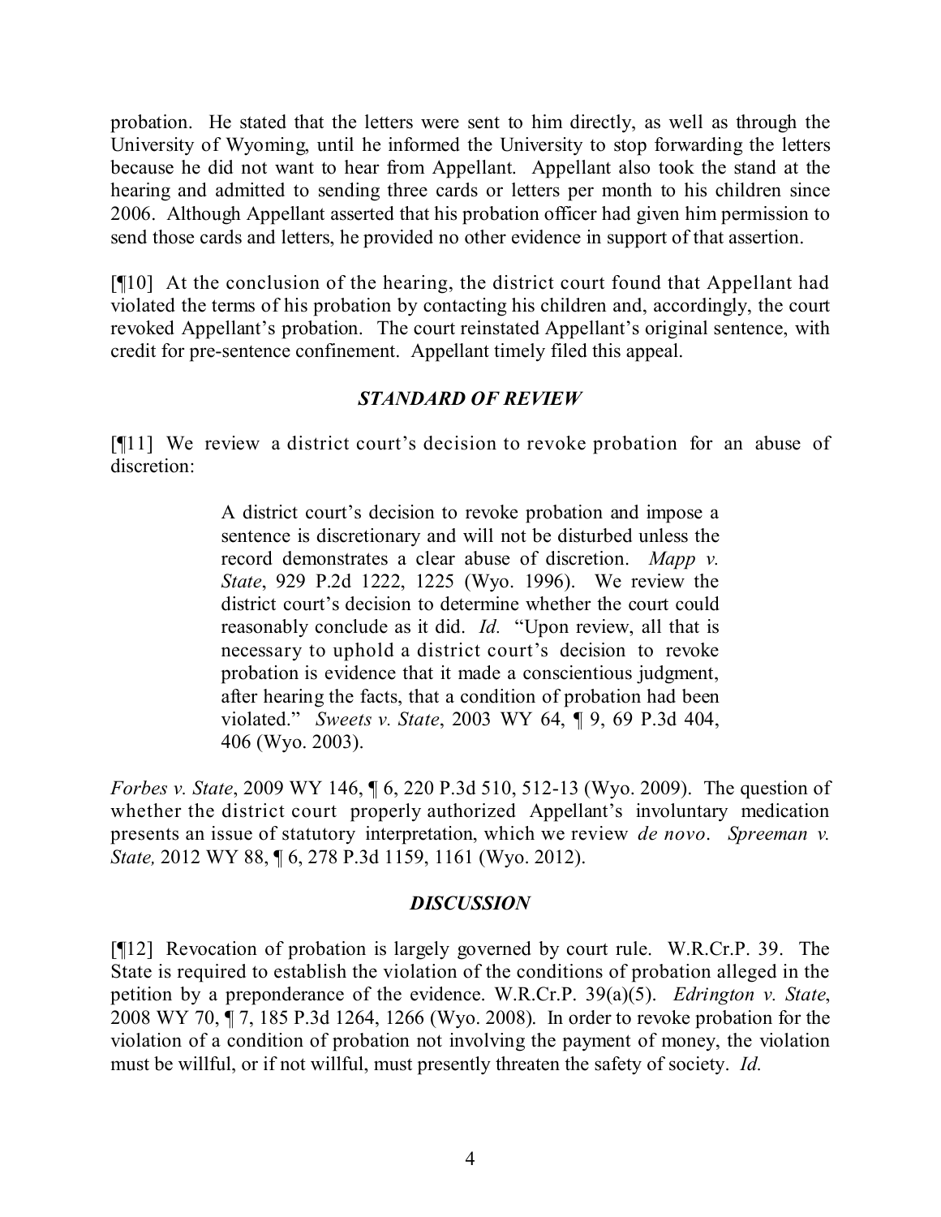probation. He stated that the letters were sent to him directly, as well as through the University of Wyoming, until he informed the University to stop forwarding the letters because he did not want to hear from Appellant. Appellant also took the stand at the hearing and admitted to sending three cards or letters per month to his children since 2006. Although Appellant asserted that his probation officer had given him permission to send those cards and letters, he provided no other evidence in support of that assertion.

[¶10] At the conclusion of the hearing, the district court found that Appellant had violated the terms of his probation by contacting his children and, accordingly, the court revoked Appellant's probation. The court reinstated Appellant's original sentence, with credit for pre-sentence confinement. Appellant timely filed this appeal.

### *STANDARD OF REVIEW*

[¶11] We review a district court's decision to revoke probation for an abuse of discretion:

> A district court's decision to revoke probation and impose a sentence is discretionary and will not be disturbed unless the record demonstrates a clear abuse of discretion. *Mapp v. State*, 929 P.2d 1222, 1225 (Wyo. 1996). We review the district court's decision to determine whether the court could reasonably conclude as it did. *Id.* "Upon review, all that is necessary to uphold a district court's decision to revoke probation is evidence that it made a conscientious judgment, after hearing the facts, that a condition of probation had been violated." *Sweets v. State*, 2003 WY 64, ¶ 9, 69 P.3d 404, 406 (Wyo. 2003).

*Forbes v. State*, 2009 WY 146, ¶ 6, 220 P.3d 510, 512-13 (Wyo. 2009). The question of whether the district court properly authorized Appellant's involuntary medication presents an issue of statutory interpretation, which we review *de novo*. *Spreeman v. State,* 2012 WY 88, ¶ 6, 278 P.3d 1159, 1161 (Wyo. 2012).

### *DISCUSSION*

[¶12] Revocation of probation is largely governed by court rule. W.R.Cr.P. 39. The State is required to establish the violation of the conditions of probation alleged in the petition by a preponderance of the evidence. W.R.Cr.P. 39(a)(5). *Edrington v. State*, 2008 WY 70, ¶ 7, 185 P.3d 1264, 1266 (Wyo. 2008). In order to revoke probation for the violation of a condition of probation not involving the payment of money, the violation must be willful, or if not willful, must presently threaten the safety of society. *Id.*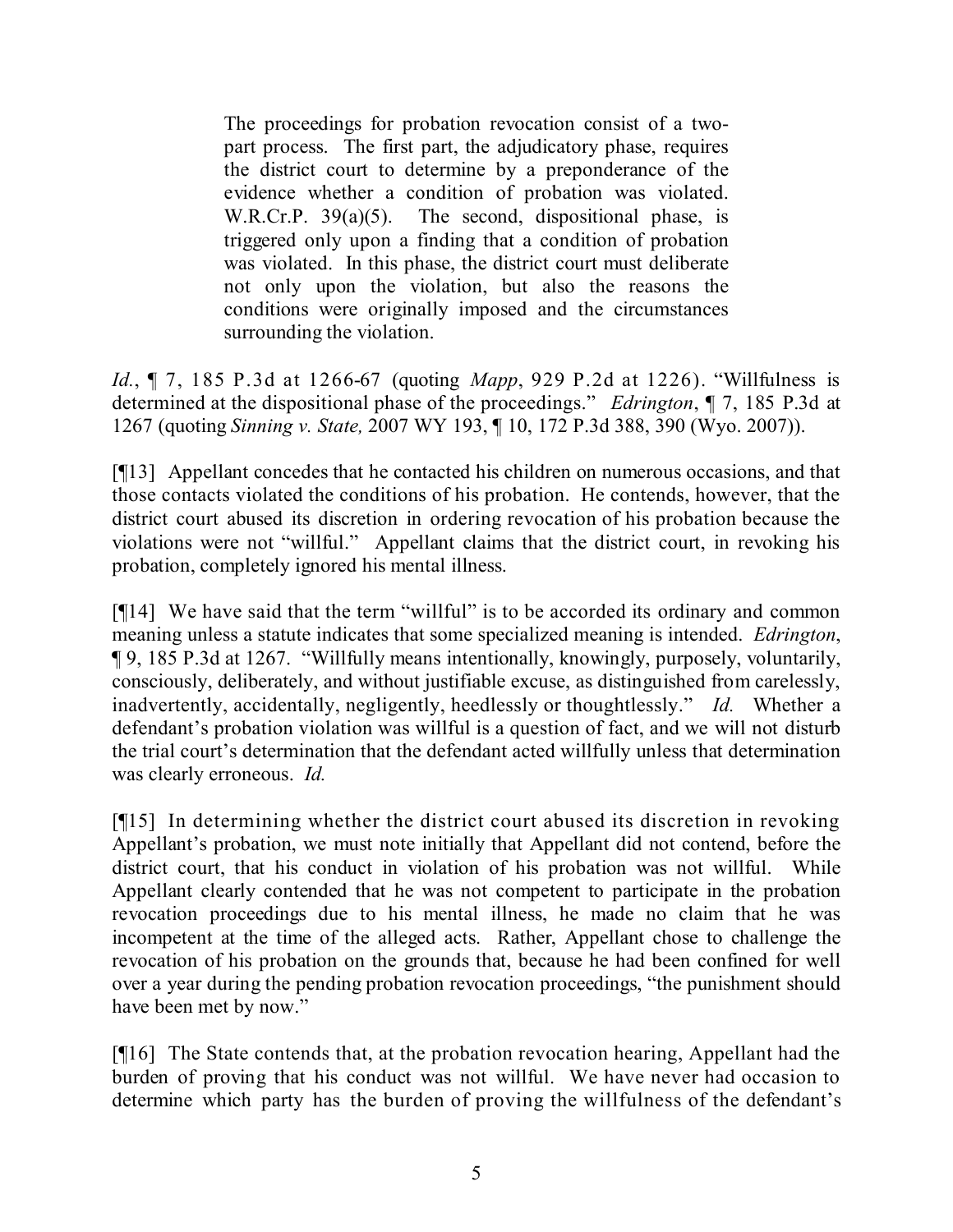> The proceedings for probation revocation consist of a two-part process. The first part, the adjudicatory phase, requires the district court to determine by a preponderance of the evidence whether a condition of probation was violated. W.R.Cr.P. 39(a)(5). The second, dispositional phase, is triggered only upon a finding that a condition of probation was violated. In this phase, the district court must deliberate not only upon the violation, but also the reasons the conditions were originally imposed and the circumstances surrounding the violation.

*Id.*, ¶ 7, 185 P.3d at 1266-67 (quoting *Mapp*, 929 P.2d at 1226). "Willfulness is determined at the dispositional phase of the proceedings." *Edrington*, ¶ 7, 185 P.3d at 1267 (quoting *Sinning v. State,* 2007 WY 193, ¶ 10, 172 P.3d 388, 390 (Wyo. 2007)).

[¶13] Appellant concedes that he contacted his children on numerous occasions, and that those contacts violated the conditions of his probation. He contends, however, that the district court abused its discretion in ordering revocation of his probation because the violations were not "willful." Appellant claims that the district court, in revoking his probation, completely ignored his mental illness.

[¶14] We have said that the term "willful" is to be accorded its ordinary and common meaning unless a statute indicates that some specialized meaning is intended. *Edrington*, ¶ 9, 185 P.3d at 1267. "Willfully means intentionally, knowingly, purposely, voluntarily, consciously, deliberately, and without justifiable excuse, as distinguished from carelessly, inadvertently, accidentally, negligently, heedlessly or thoughtlessly." *Id.* Whether a defendant's probation violation was willful is a question of fact, and we will not disturb the trial court's determination that the defendant acted willfully unless that determination was clearly erroneous. *Id.*

[¶15] In determining whether the district court abused its discretion in revoking Appellant's probation, we must note initially that Appellant did not contend, before the district court, that his conduct in violation of his probation was not willful. While Appellant clearly contended that he was not competent to participate in the probation revocation proceedings due to his mental illness, he made no claim that he was incompetent at the time of the alleged acts. Rather, Appellant chose to challenge the revocation of his probation on the grounds that, because he had been confined for well over a year during the pending probation revocation proceedings, "the punishment should have been met by now."

[¶16] The State contends that, at the probation revocation hearing, Appellant had the burden of proving that his conduct was not willful. We have never had occasion to determine which party has the burden of proving the willfulness of the defendant's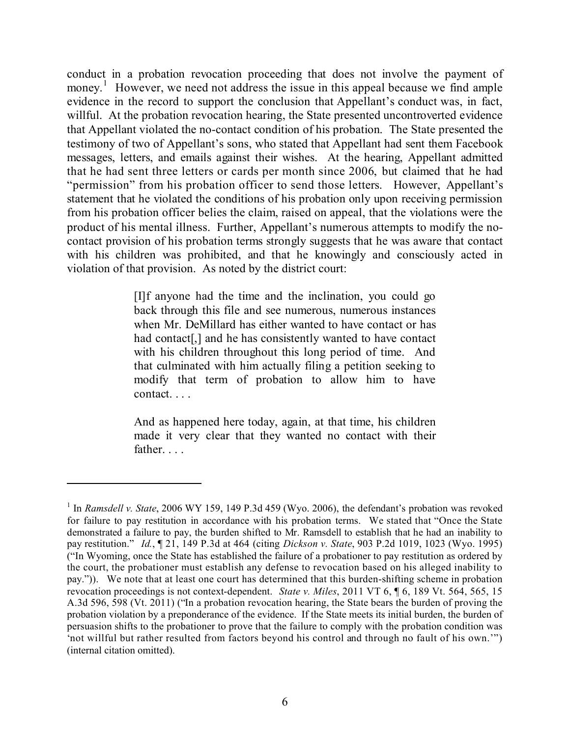conduct in a probation revocation proceeding that does not involve the payment of money.[1] However, we need not address the issue in this appeal because we find ample evidence in the record to support the conclusion that Appellant's conduct was, in fact, willful. At the probation revocation hearing, the State presented uncontroverted evidence that Appellant violated the no-contact condition of his probation. The State presented the testimony of two of Appellant's sons, who stated that Appellant had sent them Facebook messages, letters, and emails against their wishes. At the hearing, Appellant admitted that he had sent three letters or cards per month since 2006, but claimed that he had "permission" from his probation officer to send those letters. However, Appellant's statement that he violated the conditions of his probation only upon receiving permission from his probation officer belies the claim, raised on appeal, that the violations were the product of his mental illness. Further, Appellant's numerous attempts to modify the no-contact provision of his probation terms strongly suggests that he was aware that contact with his children was prohibited, and that he knowingly and consciously acted in violation of that provision. As noted by the district court:

> [I]f anyone had the time and the inclination, you could go back through this file and see numerous, numerous instances when Mr. DeMillard has either wanted to have contact or has had contact[,] and he has consistently wanted to have contact with his children throughout this long period of time. And that culminated with him actually filing a petition seeking to modify that term of probation to allow him to have contact. . . .
>
> And as happened here today, again, at that time, his children made it very clear that they wanted no contact with their father. . . .

---

[1] In *Ramsdell v. State*, 2006 WY 159, 149 P.3d 459 (Wyo. 2006), the defendant's probation was revoked for failure to pay restitution in accordance with his probation terms. We stated that "Once the State demonstrated a failure to pay, the burden shifted to Mr. Ramsdell to establish that he had an inability to pay restitution." *Id.*, ¶ 21, 149 P.3d at 464 (citing *Dickson v. State*, 903 P.2d 1019, 1023 (Wyo. 1995) ("In Wyoming, once the State has established the failure of a probationer to pay restitution as ordered by the court, the probationer must establish any defense to revocation based on his alleged inability to pay.")). We note that at least one court has determined that this burden-shifting scheme in probation revocation proceedings is not context-dependent. *State v. Miles*, 2011 VT 6, ¶ 6, 189 Vt. 564, 565, 15 A.3d 596, 598 (Vt. 2011) ("In a probation revocation hearing, the State bears the burden of proving the probation violation by a preponderance of the evidence. If the State meets its initial burden, the burden of persuasion shifts to the probationer to prove that the failure to comply with the probation condition was 'not willful but rather resulted from factors beyond his control and through no fault of his own.'") (internal citation omitted).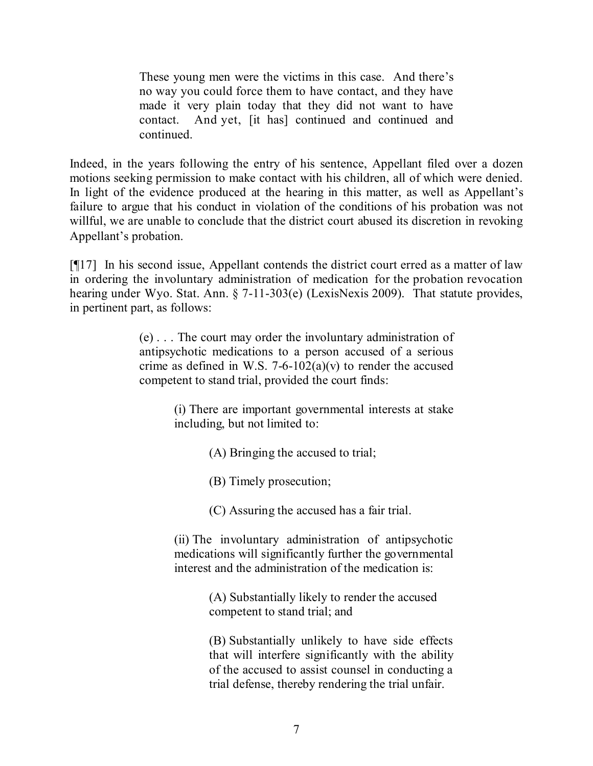> These young men were the victims in this case. And there's no way you could force them to have contact, and they have made it very plain today that they did not want to have contact. And yet, [it has] continued and continued and continued.

Indeed, in the years following the entry of his sentence, Appellant filed over a dozen motions seeking permission to make contact with his children, all of which were denied. In light of the evidence produced at the hearing in this matter, as well as Appellant's failure to argue that his conduct in violation of the conditions of his probation was not willful, we are unable to conclude that the district court abused its discretion in revoking Appellant's probation.

[¶17] In his second issue, Appellant contends the district court erred as a matter of law in ordering the involuntary administration of medication for the probation revocation hearing under Wyo. Stat. Ann. § 7-11-303(e) (LexisNexis 2009). That statute provides, in pertinent part, as follows:

> (e) . . . The court may order the involuntary administration of antipsychotic medications to a person accused of a serious crime as defined in W.S. 7-6-102(a)(v) to render the accused competent to stand trial, provided the court finds:
>
> > (i) There are important governmental interests at stake including, but not limited to:
> >
> > > (A) Bringing the accused to trial;
> > >
> > > (B) Timely prosecution;
> > >
> > > (C) Assuring the accused has a fair trial.
> >
> > (ii) The involuntary administration of antipsychotic medications will significantly further the governmental interest and the administration of the medication is:
> >
> > > (A) Substantially likely to render the accused competent to stand trial; and
> > >
> > > (B) Substantially unlikely to have side effects that will interfere significantly with the ability of the accused to assist counsel in conducting a trial defense, thereby rendering the trial unfair.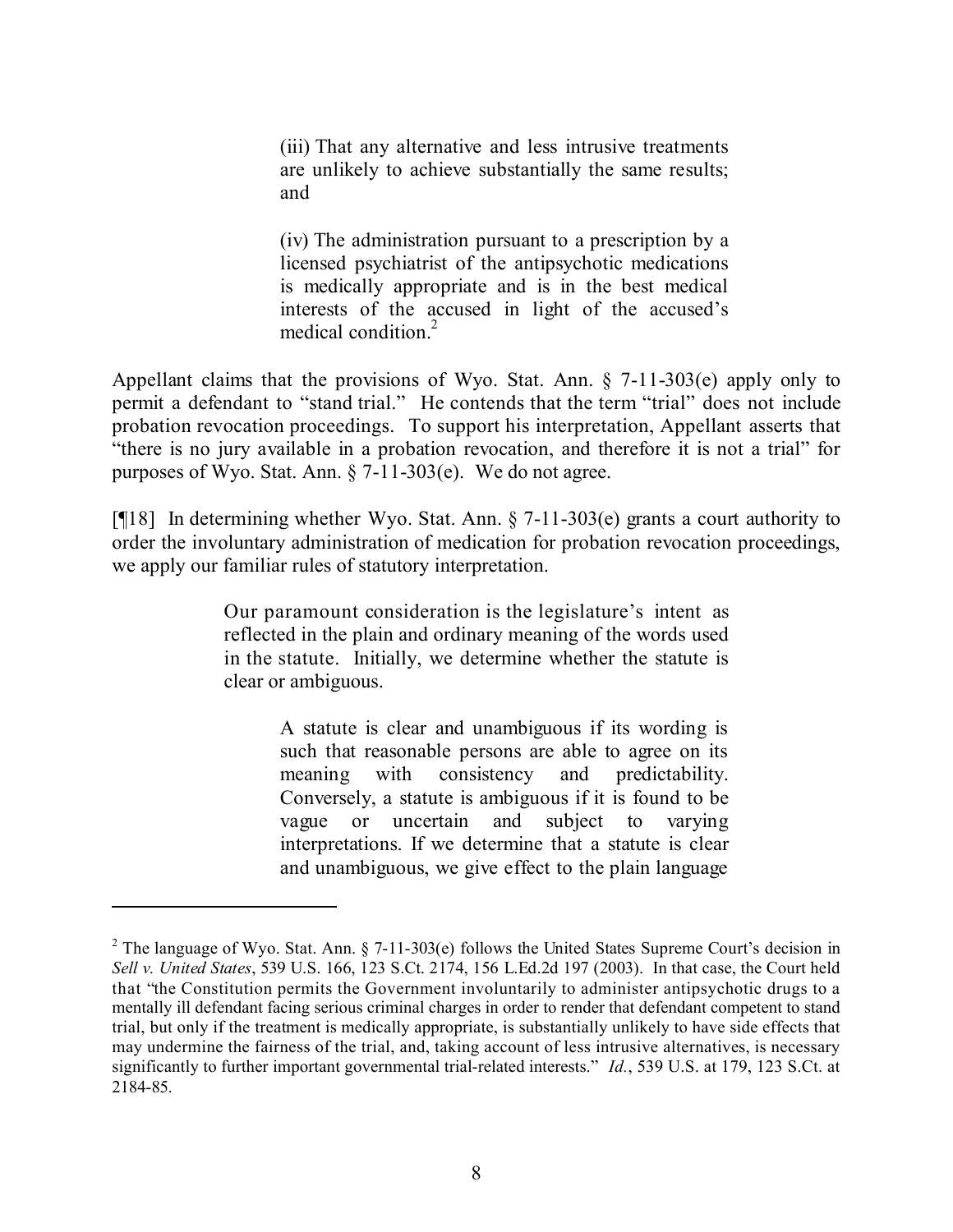> (iii) That any alternative and less intrusive treatments are unlikely to achieve substantially the same results; and
>
> (iv) The administration pursuant to a prescription by a licensed psychiatrist of the antipsychotic medications is medically appropriate and is in the best medical interests of the accused in light of the accused's medical condition.[2]

Appellant claims that the provisions of Wyo. Stat. Ann. § 7-11-303(e) apply only to permit a defendant to "stand trial." He contends that the term "trial" does not include probation revocation proceedings. To support his interpretation, Appellant asserts that "there is no jury available in a probation revocation, and therefore it is not a trial" for purposes of Wyo. Stat. Ann. § 7-11-303(e). We do not agree.

[¶18] In determining whether Wyo. Stat. Ann. § 7-11-303(e) grants a court authority to order the involuntary administration of medication for probation revocation proceedings, we apply our familiar rules of statutory interpretation.

> Our paramount consideration is the legislature's intent as reflected in the plain and ordinary meaning of the words used in the statute. Initially, we determine whether the statute is clear or ambiguous.
>
> > A statute is clear and unambiguous if its wording is such that reasonable persons are able to agree on its meaning with consistency and predictability. Conversely, a statute is ambiguous if it is found to be vague or uncertain and subject to varying interpretations. If we determine that a statute is clear and unambiguous, we give effect to the plain language

---

[2] The language of Wyo. Stat. Ann. § 7-11-303(e) follows the United States Supreme Court's decision in *Sell v. United States*, 539 U.S. 166, 123 S.Ct. 2174, 156 L.Ed.2d 197 (2003). In that case, the Court held that "the Constitution permits the Government involuntarily to administer antipsychotic drugs to a mentally ill defendant facing serious criminal charges in order to render that defendant competent to stand trial, but only if the treatment is medically appropriate, is substantially unlikely to have side effects that may undermine the fairness of the trial, and, taking account of less intrusive alternatives, is necessary significantly to further important governmental trial-related interests." *Id.*, 539 U.S. at 179, 123 S.Ct. at 2184-85.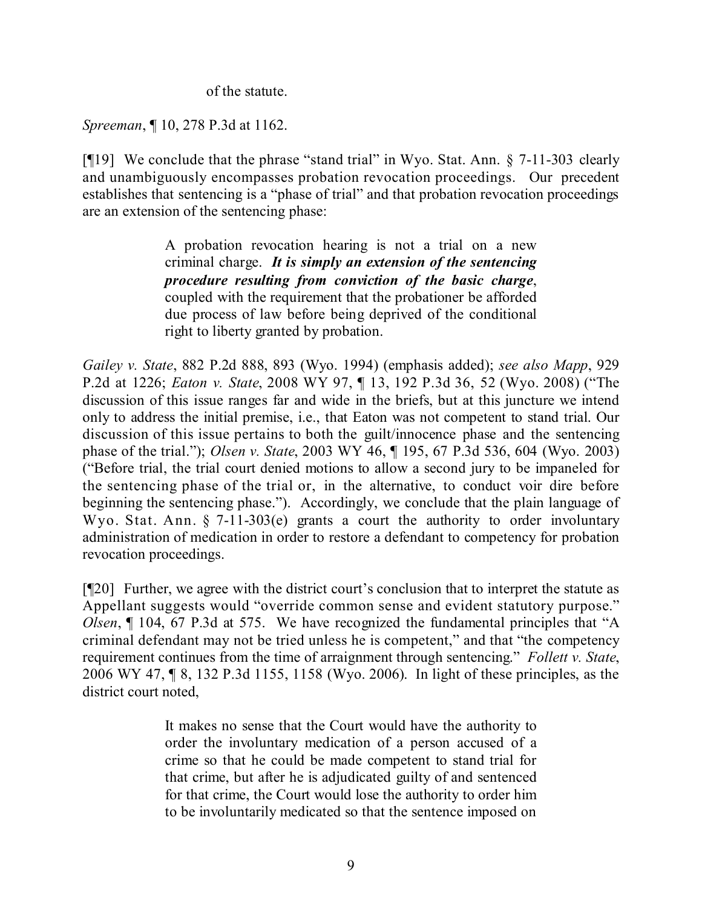> of the statute.

*Spreeman*, ¶ 10, 278 P.3d at 1162.

[¶19] We conclude that the phrase "stand trial" in Wyo. Stat. Ann. § 7-11-303 clearly and unambiguously encompasses probation revocation proceedings. Our precedent establishes that sentencing is a "phase of trial" and that probation revocation proceedings are an extension of the sentencing phase:

> A probation revocation hearing is not a trial on a new criminal charge. ***It is simply an extension of the sentencing procedure resulting from conviction of the basic charge***, coupled with the requirement that the probationer be afforded due process of law before being deprived of the conditional right to liberty granted by probation.

*Gailey v. State*, 882 P.2d 888, 893 (Wyo. 1994) (emphasis added); *see also Mapp*, 929 P.2d at 1226; *Eaton v. State*, 2008 WY 97, ¶ 13, 192 P.3d 36, 52 (Wyo. 2008) ("The discussion of this issue ranges far and wide in the briefs, but at this juncture we intend only to address the initial premise, i.e., that Eaton was not competent to stand trial. Our discussion of this issue pertains to both the guilt/innocence phase and the sentencing phase of the trial."); *Olsen v. State*, 2003 WY 46, ¶ 195, 67 P.3d 536, 604 (Wyo. 2003) ("Before trial, the trial court denied motions to allow a second jury to be impaneled for the sentencing phase of the trial or, in the alternative, to conduct voir dire before beginning the sentencing phase."). Accordingly, we conclude that the plain language of Wyo. Stat. Ann. § 7-11-303(e) grants a court the authority to order involuntary administration of medication in order to restore a defendant to competency for probation revocation proceedings.

[¶20] Further, we agree with the district court's conclusion that to interpret the statute as Appellant suggests would "override common sense and evident statutory purpose." *Olsen*, ¶ 104, 67 P.3d at 575. We have recognized the fundamental principles that "A criminal defendant may not be tried unless he is competent," and that "the competency requirement continues from the time of arraignment through sentencing." *Follett v. State*, 2006 WY 47, ¶ 8, 132 P.3d 1155, 1158 (Wyo. 2006). In light of these principles, as the district court noted,

> It makes no sense that the Court would have the authority to order the involuntary medication of a person accused of a crime so that he could be made competent to stand trial for that crime, but after he is adjudicated guilty of and sentenced for that crime, the Court would lose the authority to order him to be involuntarily medicated so that the sentence imposed on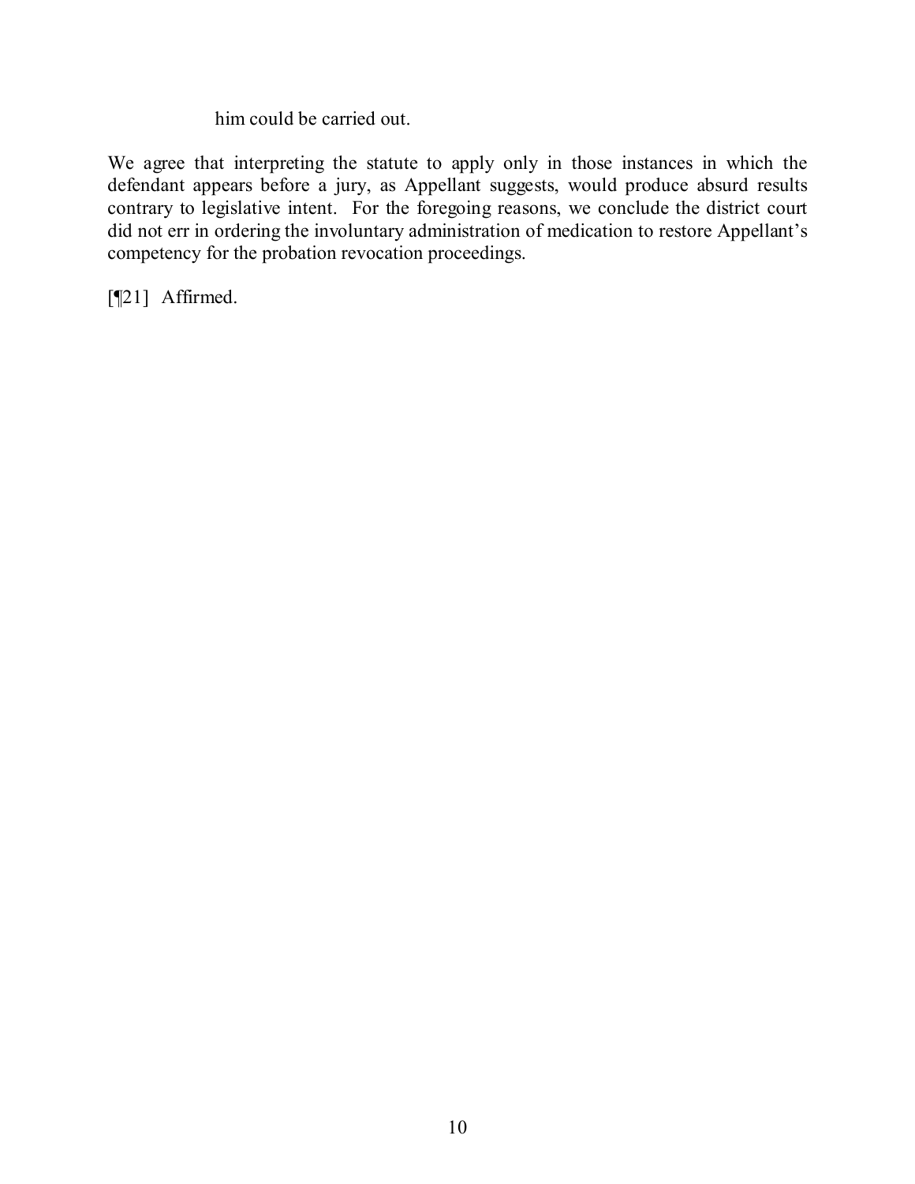him could be carried out.

We agree that interpreting the statute to apply only in those instances in which the defendant appears before a jury, as Appellant suggests, would produce absurd results contrary to legislative intent. For the foregoing reasons, we conclude the district court did not err in ordering the involuntary administration of medication to restore Appellant's competency for the probation revocation proceedings.

[¶21] Affirmed.